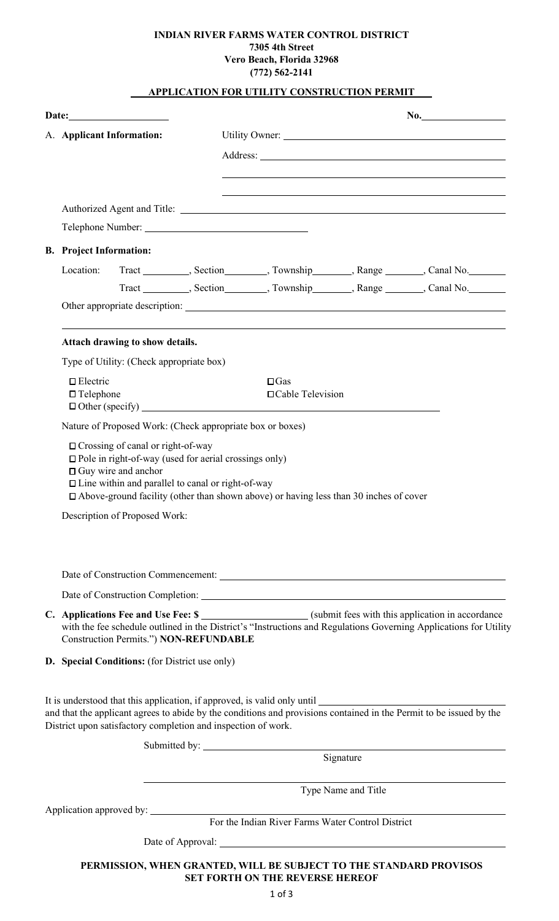**INDIAN RIVER FARMS WATER CONTROL DISTRICT**
**7305 4th Street**
**Vero Beach, Florida 32968**
**(772) 562-2141**

## APPLICATION FOR UTILITY CONSTRUCTION PERMIT

**Date:** ____________________ **No.** ________________

A. **Applicant Information:**

Utility Owner: ______________________________________________

Address: ______________________________________________

______________________________________________

______________________________________________

Authorized Agent and Title: ______________________________________________

Telephone Number: ______________________________

**B. Project Information:**

Location: Tract ________, Section ________, Township ________, Range ________, Canal No. ________

Tract ________, Section ________, Township ________, Range ________, Canal No. ________

Other appropriate description: ______________________________________________

______________________________________________

**Attach drawing to show details.**

Type of Utility: (Check appropriate box)

- ☐ Electric
- ☐ Gas
- ☐ Telephone
- ☐ Cable Television
- ☐ Other (specify) ______________________________________________

Nature of Proposed Work: (Check appropriate box or boxes)

- ☐ Crossing of canal or right-of-way
- ☐ Pole in right-of-way (used for aerial crossings only)
- ☐ Guy wire and anchor
- ☐ Line within and parallel to canal or right-of-way
- ☐ Above-ground facility (other than shown above) or having less than 30 inches of cover

Description of Proposed Work:

Date of Construction Commencement: ______________________________________________

Date of Construction Completion: ______________________________________________

**C. Applications Fee and Use Fee: $** ____________________ (submit fees with this application in accordance with the fee schedule outlined in the District's "Instructions and Regulations Governing Applications for Utility Construction Permits.") **NON-REFUNDABLE**

**D. Special Conditions:** (for District use only)

It is understood that this application, if approved, is valid only until ______________________________ and that the applicant agrees to abide by the conditions and provisions contained in the Permit to be issued by the District upon satisfactory completion and inspection of work.

Submitted by: ______________________________________________
Signature

______________________________________________
Type Name and Title

Application approved by: ______________________________________________
For the Indian River Farms Water Control District

Date of Approval: ______________________________________________

**PERMISSION, WHEN GRANTED, WILL BE SUBJECT TO THE STANDARD PROVISOS SET FORTH ON THE REVERSE HEREOF**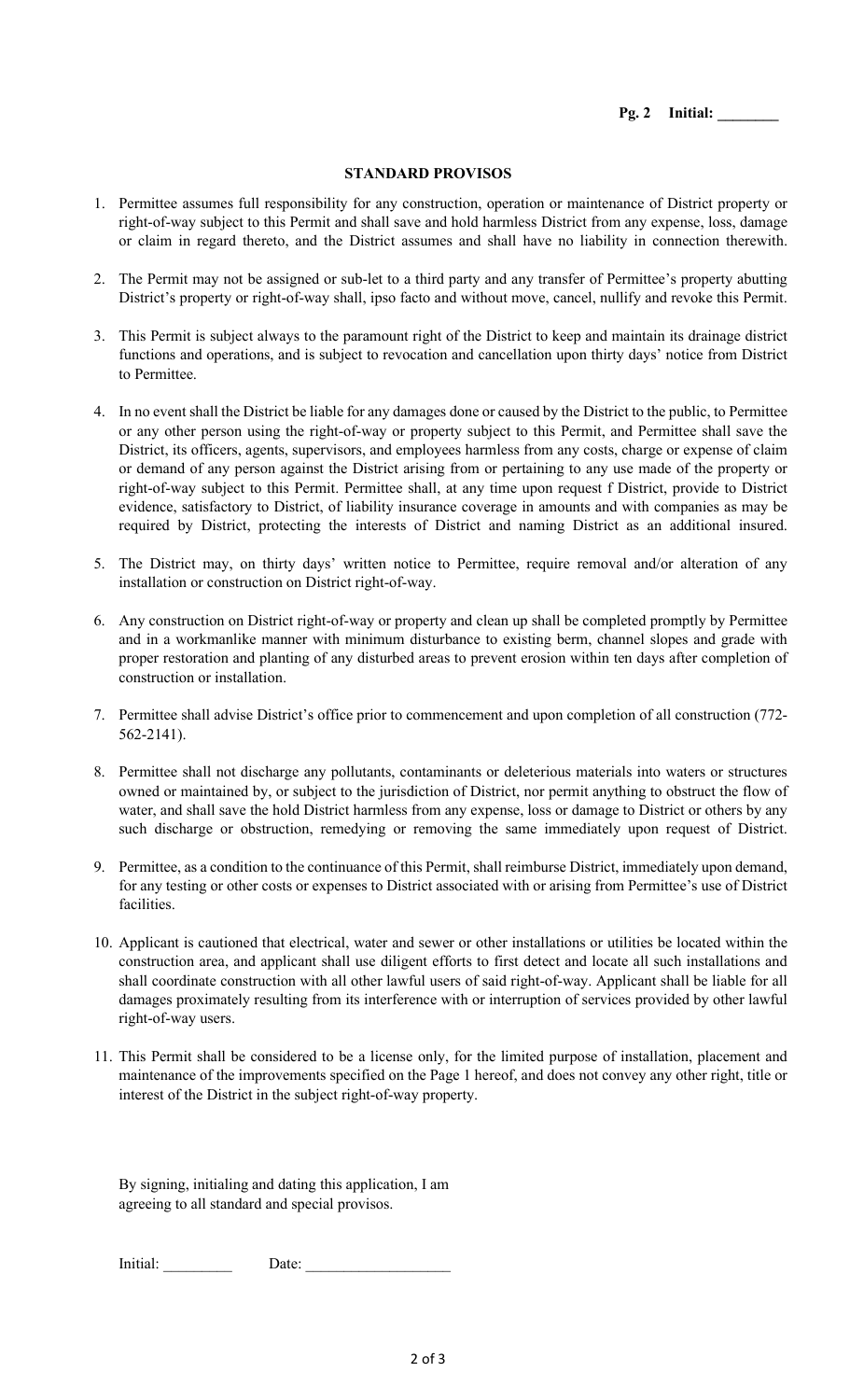**Pg. 2 Initial: ________**

## STANDARD PROVISOS

1. Permittee assumes full responsibility for any construction, operation or maintenance of District property or right-of-way subject to this Permit and shall save and hold harmless District from any expense, loss, damage or claim in regard thereto, and the District assumes and shall have no liability in connection therewith.

2. The Permit may not be assigned or sub-let to a third party and any transfer of Permittee's property abutting District's property or right-of-way shall, ipso facto and without move, cancel, nullify and revoke this Permit.

3. This Permit is subject always to the paramount right of the District to keep and maintain its drainage district functions and operations, and is subject to revocation and cancellation upon thirty days' notice from District to Permittee.

4. In no event shall the District be liable for any damages done or caused by the District to the public, to Permittee or any other person using the right-of-way or property subject to this Permit, and Permittee shall save the District, its officers, agents, supervisors, and employees harmless from any costs, charge or expense of claim or demand of any person against the District arising from or pertaining to any use made of the property or right-of-way subject to this Permit. Permittee shall, at any time upon request f District, provide to District evidence, satisfactory to District, of liability insurance coverage in amounts and with companies as may be required by District, protecting the interests of District and naming District as an additional insured.

5. The District may, on thirty days' written notice to Permittee, require removal and/or alteration of any installation or construction on District right-of-way.

6. Any construction on District right-of-way or property and clean up shall be completed promptly by Permittee and in a workmanlike manner with minimum disturbance to existing berm, channel slopes and grade with proper restoration and planting of any disturbed areas to prevent erosion within ten days after completion of construction or installation.

7. Permittee shall advise District's office prior to commencement and upon completion of all construction (772-562-2141).

8. Permittee shall not discharge any pollutants, contaminants or deleterious materials into waters or structures owned or maintained by, or subject to the jurisdiction of District, nor permit anything to obstruct the flow of water, and shall save the hold District harmless from any expense, loss or damage to District or others by any such discharge or obstruction, remedying or removing the same immediately upon request of District.

9. Permittee, as a condition to the continuance of this Permit, shall reimburse District, immediately upon demand, for any testing or other costs or expenses to District associated with or arising from Permittee's use of District facilities.

10. Applicant is cautioned that electrical, water and sewer or other installations or utilities be located within the construction area, and applicant shall use diligent efforts to first detect and locate all such installations and shall coordinate construction with all other lawful users of said right-of-way. Applicant shall be liable for all damages proximately resulting from its interference with or interruption of services provided by other lawful right-of-way users.

11. This Permit shall be considered to be a license only, for the limited purpose of installation, placement and maintenance of the improvements specified on the Page 1 hereof, and does not convey any other right, title or interest of the District in the subject right-of-way property.

By signing, initialing and dating this application, I am agreeing to all standard and special provisos.

Initial: _________ Date: ___________________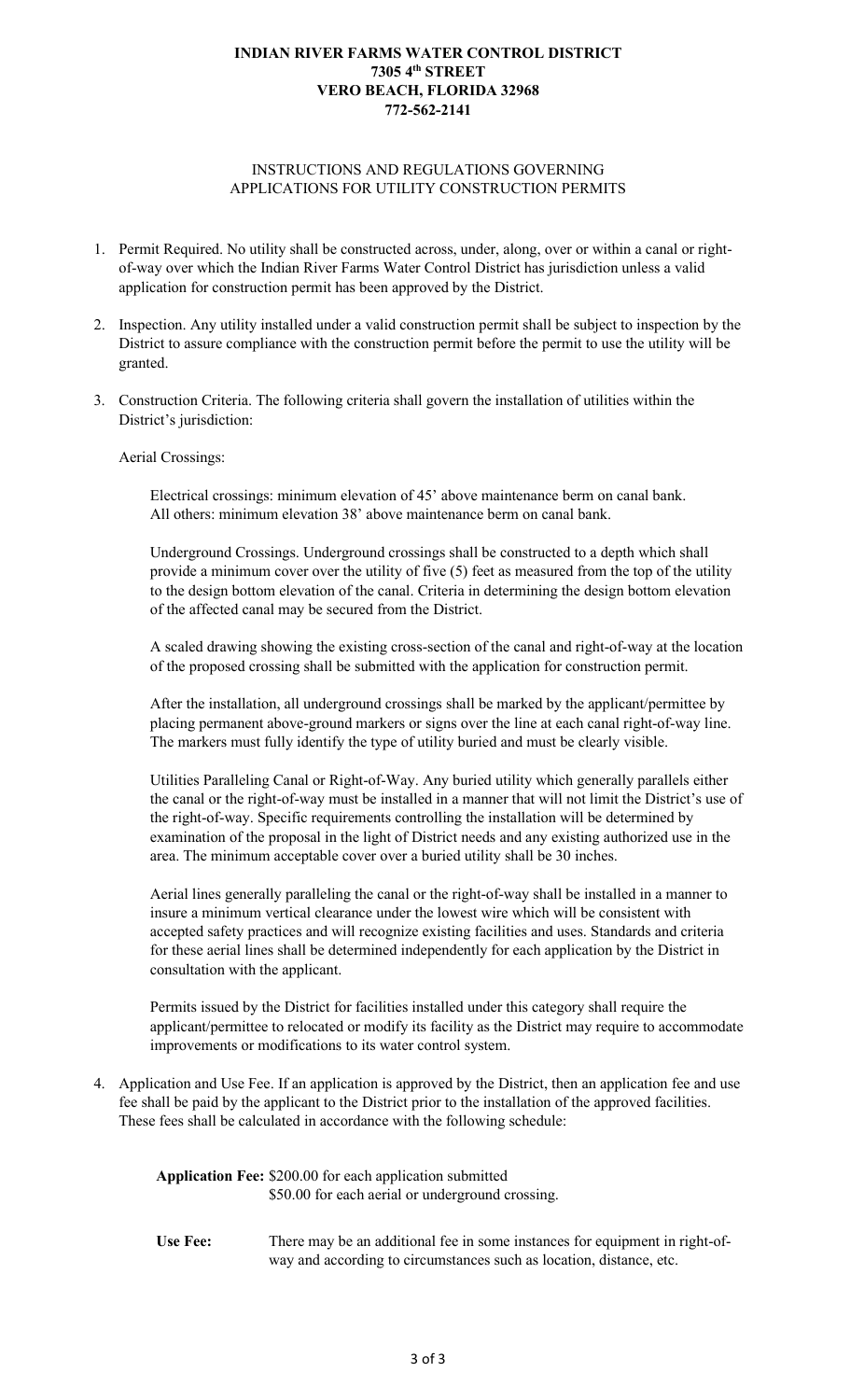**INDIAN RIVER FARMS WATER CONTROL DISTRICT**
**7305 4th STREET**
**VERO BEACH, FLORIDA 32968**
**772-562-2141**

INSTRUCTIONS AND REGULATIONS GOVERNING APPLICATIONS FOR UTILITY CONSTRUCTION PERMITS

1. Permit Required. No utility shall be constructed across, under, along, over or within a canal or right-of-way over which the Indian River Farms Water Control District has jurisdiction unless a valid application for construction permit has been approved by the District.

2. Inspection. Any utility installed under a valid construction permit shall be subject to inspection by the District to assure compliance with the construction permit before the permit to use the utility will be granted.

3. Construction Criteria. The following criteria shall govern the installation of utilities within the District's jurisdiction:

   Aerial Crossings:

   Electrical crossings: minimum elevation of 45' above maintenance berm on canal bank.
   All others: minimum elevation 38' above maintenance berm on canal bank.

   Underground Crossings. Underground crossings shall be constructed to a depth which shall provide a minimum cover over the utility of five (5) feet as measured from the top of the utility to the design bottom elevation of the canal. Criteria in determining the design bottom elevation of the affected canal may be secured from the District.

   A scaled drawing showing the existing cross-section of the canal and right-of-way at the location of the proposed crossing shall be submitted with the application for construction permit.

   After the installation, all underground crossings shall be marked by the applicant/permittee by placing permanent above-ground markers or signs over the line at each canal right-of-way line. The markers must fully identify the type of utility buried and must be clearly visible.

   Utilities Paralleling Canal or Right-of-Way. Any buried utility which generally parallels either the canal or the right-of-way must be installed in a manner that will not limit the District's use of the right-of-way. Specific requirements controlling the installation will be determined by examination of the proposal in the light of District needs and any existing authorized use in the area. The minimum acceptable cover over a buried utility shall be 30 inches.

   Aerial lines generally paralleling the canal or the right-of-way shall be installed in a manner to insure a minimum vertical clearance under the lowest wire which will be consistent with accepted safety practices and will recognize existing facilities and uses. Standards and criteria for these aerial lines shall be determined independently for each application by the District in consultation with the applicant.

   Permits issued by the District for facilities installed under this category shall require the applicant/permittee to relocated or modify its facility as the District may require to accommodate improvements or modifications to its water control system.

4. Application and Use Fee. If an application is approved by the District, then an application fee and use fee shall be paid by the applicant to the District prior to the installation of the approved facilities. These fees shall be calculated in accordance with the following schedule:

   **Application Fee:** \$200.00 for each application submitted
   \$50.00 for each aerial or underground crossing.

   **Use Fee:** There may be an additional fee in some instances for equipment in right-of-way and according to circumstances such as location, distance, etc.